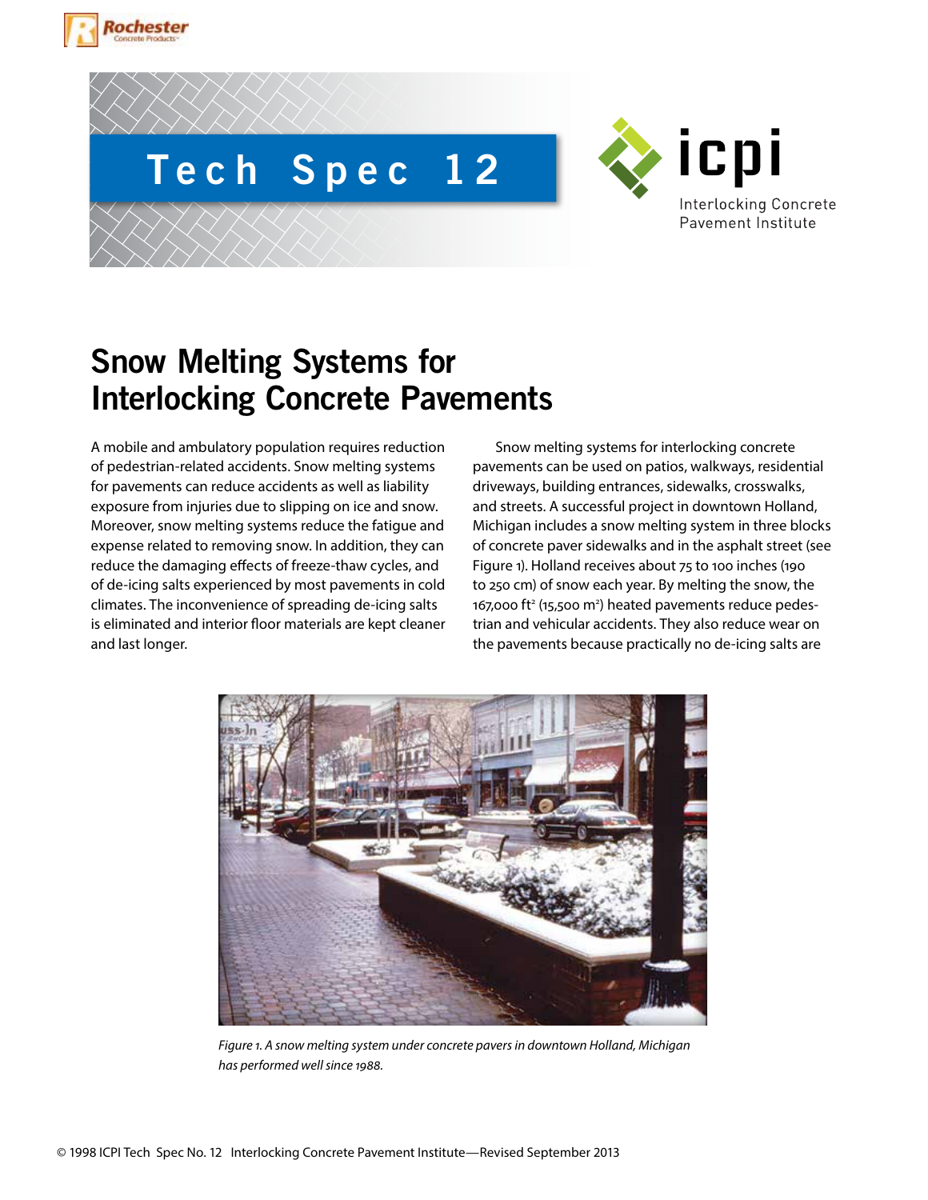# Tech Spec 12

# Snow Melting Systems for Interlocking Concrete Pavements

A mobile and ambulatory population requires reduction of pedestrian-related accidents. Snow melting systems for pavements can reduce accidents as well as liability exposure from injuries due to slipping on ice and snow. Moreover, snow melting systems reduce the fatigue and expense related to removing snow. In addition, they can reduce the damaging effects of freeze-thaw cycles, and of de-icing salts experienced by most pavements in cold climates. The inconvenience of spreading de-icing salts is eliminated and interior floor materials are kept cleaner and last longer.

Snow melting systems for interlocking concrete pavements can be used on patios, walkways, residential driveways, building entrances, sidewalks, crosswalks, and streets. A successful project in downtown Holland, Michigan includes a snow melting system in three blocks of concrete paver sidewalks and in the asphalt street (see Figure 1). Holland receives about 75 to 100 inches (190 to 250 cm) of snow each year. By melting the snow, the 167,000 ft$^2$ (15,500 m$^2$) heated pavements reduce pedestrian and vehicular accidents. They also reduce wear on the pavements because practically no de-icing salts are

*Figure 1. A snow melting system under concrete pavers in downtown Holland, Michigan has performed well since 1988.*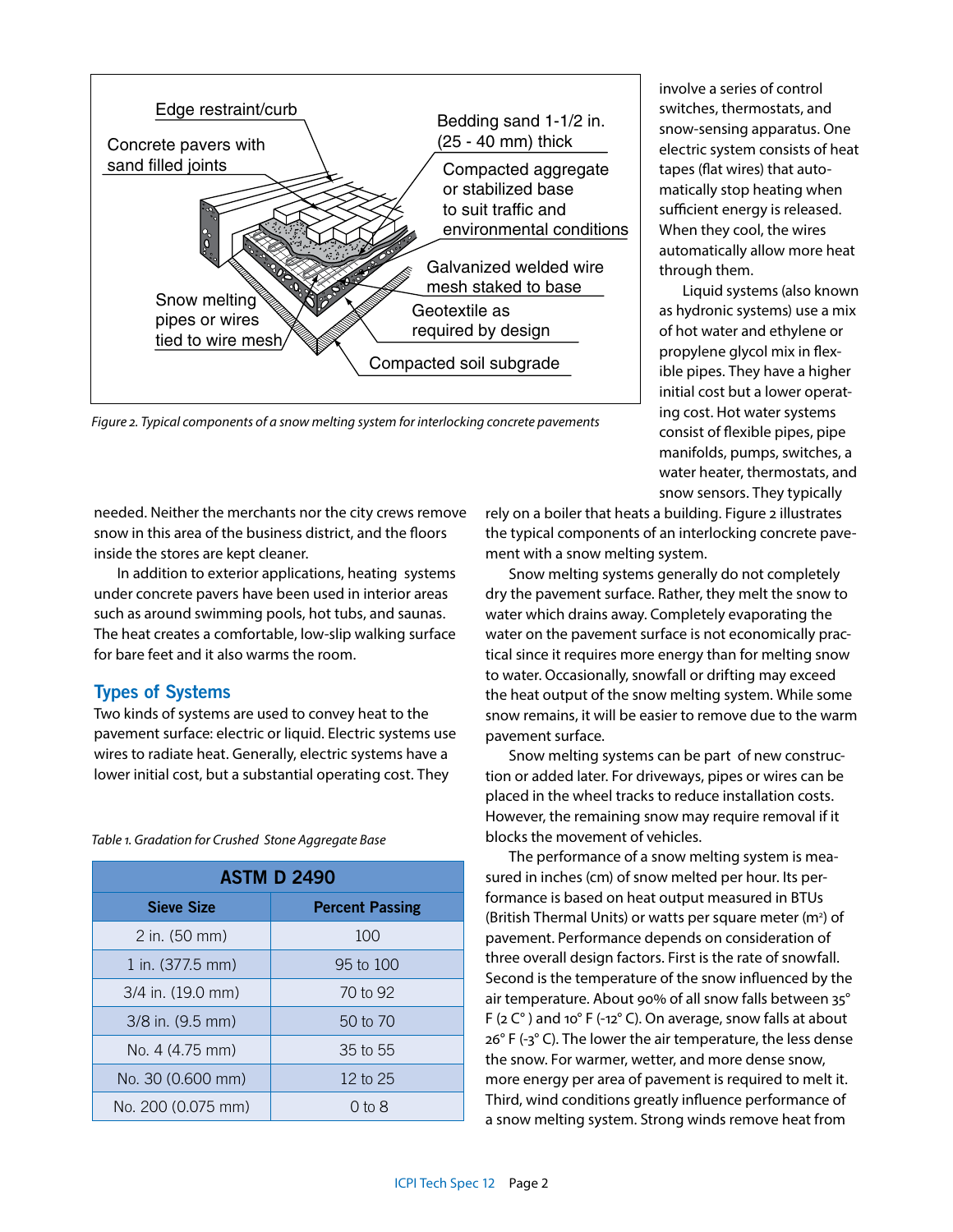Edge restraint/curb

Concrete pavers with sand filled joints

Bedding sand 1-1/2 in. (25 - 40 mm) thick

Compacted aggregate or stabilized base to suit traffic and environmental conditions

Galvanized welded wire mesh staked to base

Geotextile as required by design

Snow melting pipes or wires tied to wire mesh

Compacted soil subgrade

*Figure 2. Typical components of a snow melting system for interlocking concrete pavements*

needed. Neither the merchants nor the city crews remove snow in this area of the business district, and the floors inside the stores are kept cleaner.

In addition to exterior applications, heating systems under concrete pavers have been used in interior areas such as around swimming pools, hot tubs, and saunas. The heat creates a comfortable, low-slip walking surface for bare feet and it also warms the room.

## Types of Systems

Two kinds of systems are used to convey heat to the pavement surface: electric or liquid. Electric systems use wires to radiate heat. Generally, electric systems have a lower initial cost, but a substantial operating cost. They involve a series of control switches, thermostats, and snow-sensing apparatus. One electric system consists of heat tapes (flat wires) that automatically stop heating when sufficient energy is released. When they cool, the wires automatically allow more heat through them.

Liquid systems (also known as hydronic systems) use a mix of hot water and ethylene or propylene glycol mix in flexible pipes. They have a higher initial cost but a lower operating cost. Hot water systems consist of flexible pipes, pipe manifolds, pumps, switches, a water heater, thermostats, and snow sensors. They typically rely on a boiler that heats a building. Figure 2 illustrates the typical components of an interlocking concrete pavement with a snow melting system.

Snow melting systems generally do not completely dry the pavement surface. Rather, they melt the snow to water which drains away. Completely evaporating the water on the pavement surface is not economically practical since it requires more energy than for melting snow to water. Occasionally, snowfall or drifting may exceed the heat output of the snow melting system. While some snow remains, it will be easier to remove due to the warm pavement surface.

Snow melting systems can be part of new construction or added later. For driveways, pipes or wires can be placed in the wheel tracks to reduce installation costs. However, the remaining snow may require removal if it blocks the movement of vehicles.

The performance of a snow melting system is measured in inches (cm) of snow melted per hour. Its performance is based on heat output measured in BTUs (British Thermal Units) or watts per square meter ($m^2$) of pavement. Performance depends on consideration of three overall design factors. First is the rate of snowfall. Second is the temperature of the snow influenced by the air temperature. About 90% of all snow falls between 35° F (2 C°) and 10° F (-12° C). On average, snow falls at about 26° F (-3° C). The lower the air temperature, the less dense the snow. For warmer, wetter, and more dense snow, more energy per area of pavement is required to melt it. Third, wind conditions greatly influence performance of a snow melting system. Strong winds remove heat from

*Table 1. Gradation for Crushed Stone Aggregate Base*

| ASTM D 2490 | |
|---|---|
| **Sieve Size** | **Percent Passing** |
| 2 in. (50 mm) | 100 |
| 1 in. (377.5 mm) | 95 to 100 |
| 3/4 in. (19.0 mm) | 70 to 92 |
| 3/8 in. (9.5 mm) | 50 to 70 |
| No. 4 (4.75 mm) | 35 to 55 |
| No. 30 (0.600 mm) | 12 to 25 |
| No. 200 (0.075 mm) | 0 to 8 |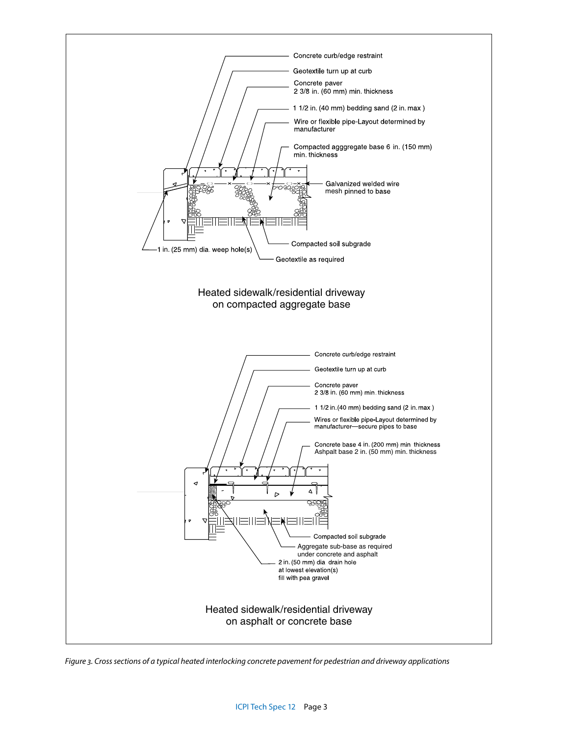Concrete curb/edge restraint

Geotextile turn up at curb

Concrete paver
2 3/8 in. (60 mm) min. thickness

1 1/2 in. (40 mm) bedding sand (2 in. max )

Wire or flexible pipe-Layout determined by manufacturer

Compacted agggregate base 6 in. (150 mm) min. thickness

Galvanized welded wire mesh pinned to base

Compacted soil subgrade

1 in. (25 mm) dia. weep hole(s)

Geotextile as required

Heated sidewalk/residential driveway
on compacted aggregate base

Concrete curb/edge restraint

Geotextile turn up at curb

Concrete paver
2 3/8 in. (60 mm) min. thickness

1 1/2 in. (40 mm) bedding sand (2 in. max )

Wires or flexible pipe-Layout determined by manufacturer—secure pipes to base

Concrete base 4 in. (200 mm) min thickness
Ashpalt base 2 in. (50 mm) min. thickness

Compacted soil subgrade

Aggregate sub-base as required under concrete and asphalt

2 in. (50 mm) dia drain hole at lowest elevation(s) fill with pea gravel

Heated sidewalk/residential driveway
on asphalt or concrete base

*Figure 3. Cross sections of a typical heated interlocking concrete pavement for pedestrian and driveway applications*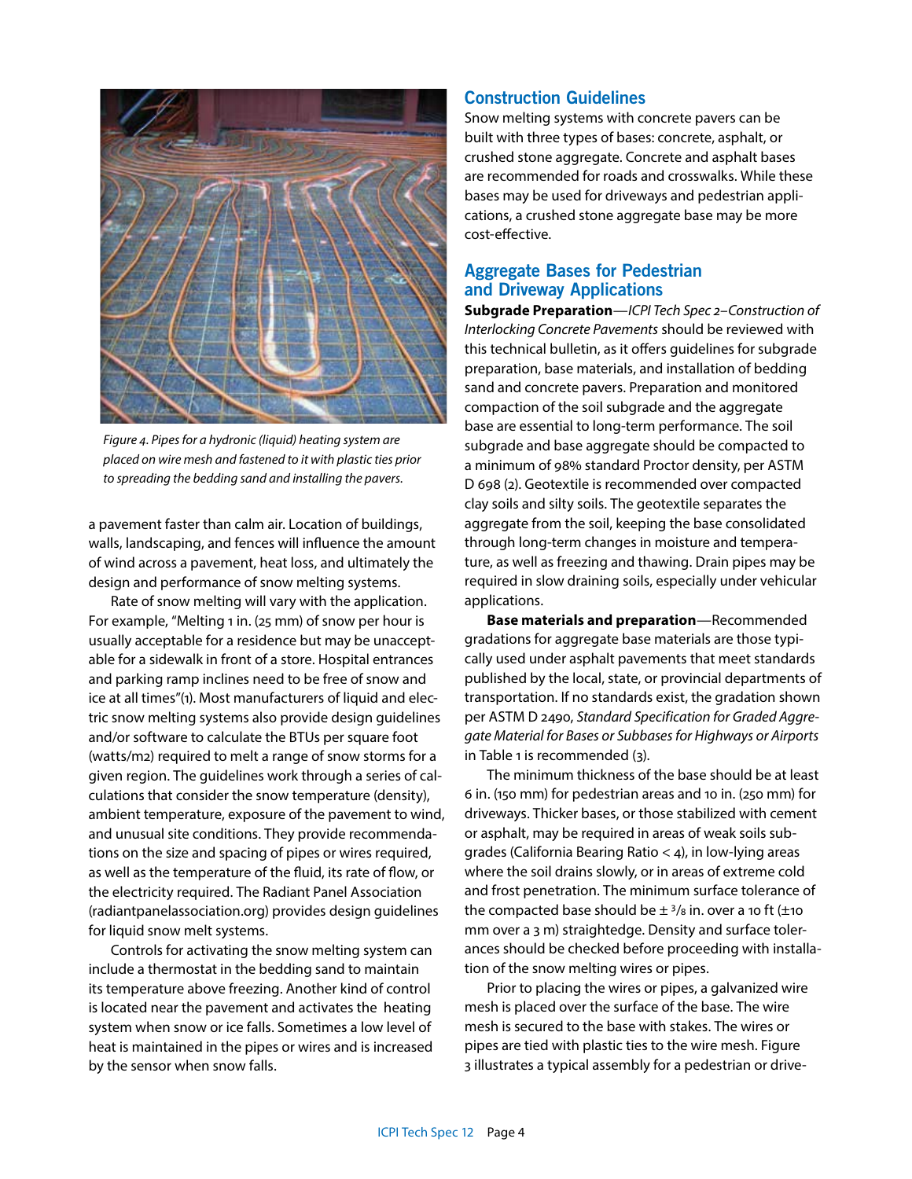Figure 4. Pipes for a hydronic (liquid) heating system are placed on wire mesh and fastened to it with plastic ties prior to spreading the bedding sand and installing the pavers.

a pavement faster than calm air. Location of buildings, walls, landscaping, and fences will influence the amount of wind across a pavement, heat loss, and ultimately the design and performance of snow melting systems.

Rate of snow melting will vary with the application. For example, "Melting 1 in. (25 mm) of snow per hour is usually acceptable for a residence but may be unacceptable for a sidewalk in front of a store. Hospital entrances and parking ramp inclines need to be free of snow and ice at all times"(1). Most manufacturers of liquid and electric snow melting systems also provide design guidelines and/or software to calculate the BTUs per square foot (watts/m2) required to melt a range of snow storms for a given region. The guidelines work through a series of calculations that consider the snow temperature (density), ambient temperature, exposure of the pavement to wind, and unusual site conditions. They provide recommendations on the size and spacing of pipes or wires required, as well as the temperature of the fluid, its rate of flow, or the electricity required. The Radiant Panel Association (radiantpanelassociation.org) provides design guidelines for liquid snow melt systems.

Controls for activating the snow melting system can include a thermostat in the bedding sand to maintain its temperature above freezing. Another kind of control is located near the pavement and activates the heating system when snow or ice falls. Sometimes a low level of heat is maintained in the pipes or wires and is increased by the sensor when snow falls.

## Construction Guidelines

Snow melting systems with concrete pavers can be built with three types of bases: concrete, asphalt, or crushed stone aggregate. Concrete and asphalt bases are recommended for roads and crosswalks. While these bases may be used for driveways and pedestrian applications, a crushed stone aggregate base may be more cost-effective.

## Aggregate Bases for Pedestrian and Driveway Applications

**Subgrade Preparation**—*ICPI Tech Spec 2–Construction of Interlocking Concrete Pavements* should be reviewed with this technical bulletin, as it offers guidelines for subgrade preparation, base materials, and installation of bedding sand and concrete pavers. Preparation and monitored compaction of the soil subgrade and the aggregate base are essential to long-term performance. The soil subgrade and base aggregate should be compacted to a minimum of 98% standard Proctor density, per ASTM D 698 (2). Geotextile is recommended over compacted clay soils and silty soils. The geotextile separates the aggregate from the soil, keeping the base consolidated through long-term changes in moisture and temperature, as well as freezing and thawing. Drain pipes may be required in slow draining soils, especially under vehicular applications.

**Base materials and preparation**—Recommended gradations for aggregate base materials are those typically used under asphalt pavements that meet standards published by the local, state, or provincial departments of transportation. If no standards exist, the gradation shown per ASTM D 2490, *Standard Specification for Graded Aggregate Material for Bases or Subbases for Highways or Airports* in Table 1 is recommended (3).

The minimum thickness of the base should be at least 6 in. (150 mm) for pedestrian areas and 10 in. (250 mm) for driveways. Thicker bases, or those stabilized with cement or asphalt, may be required in areas of weak soils subgrades (California Bearing Ratio < 4), in low-lying areas where the soil drains slowly, or in areas of extreme cold and frost penetration. The minimum surface tolerance of the compacted base should be ± 3/8 in. over a 10 ft (±10 mm over a 3 m) straightedge. Density and surface tolerances should be checked before proceeding with installation of the snow melting wires or pipes.

Prior to placing the wires or pipes, a galvanized wire mesh is placed over the surface of the base. The wire mesh is secured to the base with stakes. The wires or pipes are tied with plastic ties to the wire mesh. Figure 3 illustrates a typical assembly for a pedestrian or drive-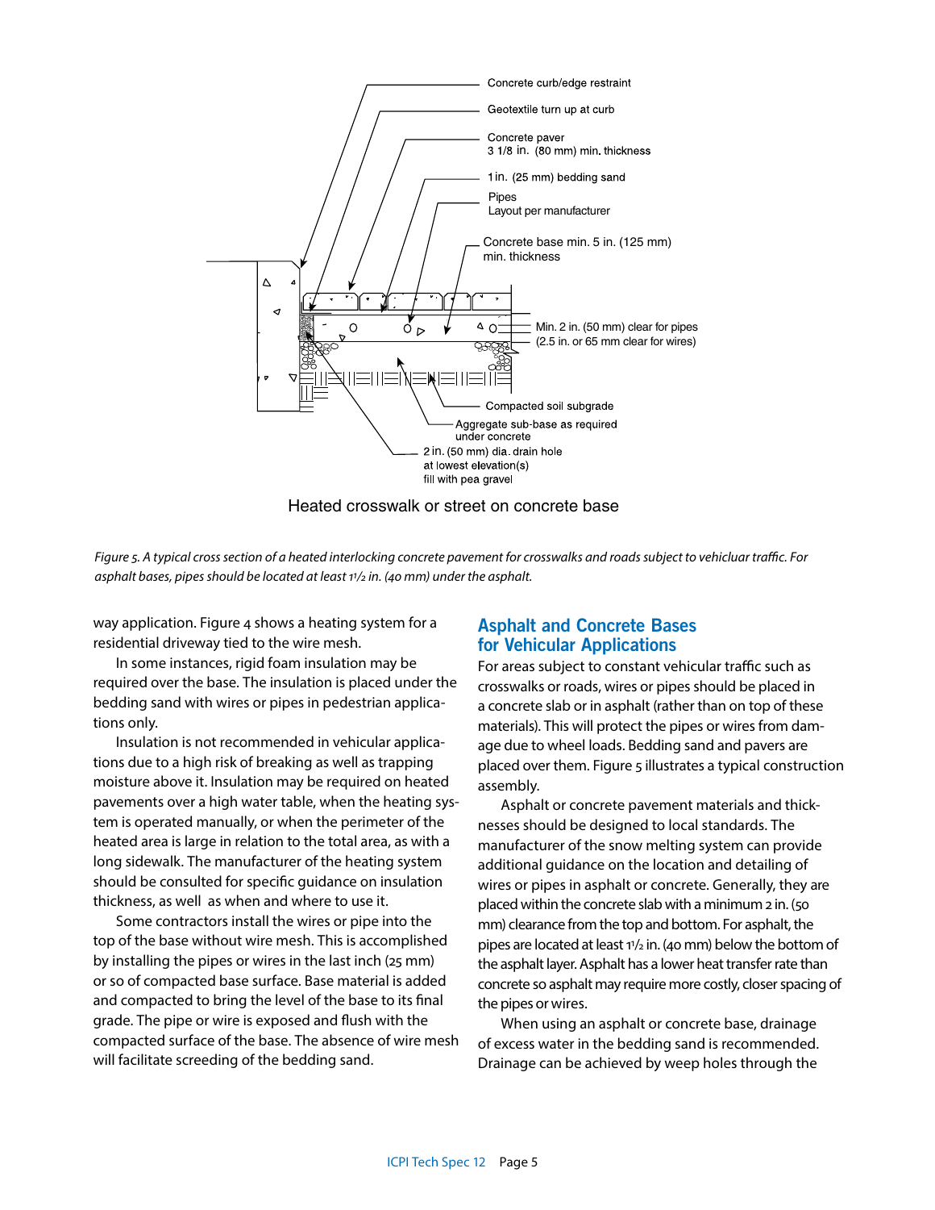Concrete curb/edge restraint

Geotextile turn up at curb

Concrete paver
3 1/8 in. (80 mm) min. thickness

1 in. (25 mm) bedding sand

Pipes
Layout per manufacturer

Concrete base min. 5 in. (125 mm)
min. thickness

Min. 2 in. (50 mm) clear for pipes
(2.5 in. or 65 mm clear for wires)

Compacted soil subgrade

Aggregate sub-base as required
under concrete

2 in. (50 mm) dia. drain hole
at lowest elevation(s)
fill with pea gravel

Heated crosswalk or street on concrete base

*Figure 5. A typical cross section of a heated interlocking concrete pavement for crosswalks and roads subject to vehicluar traffic. For asphalt bases, pipes should be located at least 1½ in. (40 mm) under the asphalt.*

way application. Figure 4 shows a heating system for a residential driveway tied to the wire mesh.

In some instances, rigid foam insulation may be required over the base. The insulation is placed under the bedding sand with wires or pipes in pedestrian applications only.

Insulation is not recommended in vehicular applications due to a high risk of breaking as well as trapping moisture above it. Insulation may be required on heated pavements over a high water table, when the heating system is operated manually, or when the perimeter of the heated area is large in relation to the total area, as with a long sidewalk. The manufacturer of the heating system should be consulted for specific guidance on insulation thickness, as well as when and where to use it.

Some contractors install the wires or pipe into the top of the base without wire mesh. This is accomplished by installing the pipes or wires in the last inch (25 mm) or so of compacted base surface. Base material is added and compacted to bring the level of the base to its final grade. The pipe or wire is exposed and flush with the compacted surface of the base. The absence of wire mesh will facilitate screeding of the bedding sand.

## Asphalt and Concrete Bases for Vehicular Applications

For areas subject to constant vehicular traffic such as crosswalks or roads, wires or pipes should be placed in a concrete slab or in asphalt (rather than on top of these materials). This will protect the pipes or wires from damage due to wheel loads. Bedding sand and pavers are placed over them. Figure 5 illustrates a typical construction assembly.

Asphalt or concrete pavement materials and thicknesses should be designed to local standards. The manufacturer of the snow melting system can provide additional guidance on the location and detailing of wires or pipes in asphalt or concrete. Generally, they are placed within the concrete slab with a minimum 2 in. (50 mm) clearance from the top and bottom. For asphalt, the pipes are located at least 1½ in. (40 mm) below the bottom of the asphalt layer. Asphalt has a lower heat transfer rate than concrete so asphalt may require more costly, closer spacing of the pipes or wires.

When using an asphalt or concrete base, drainage of excess water in the bedding sand is recommended. Drainage can be achieved by weep holes through the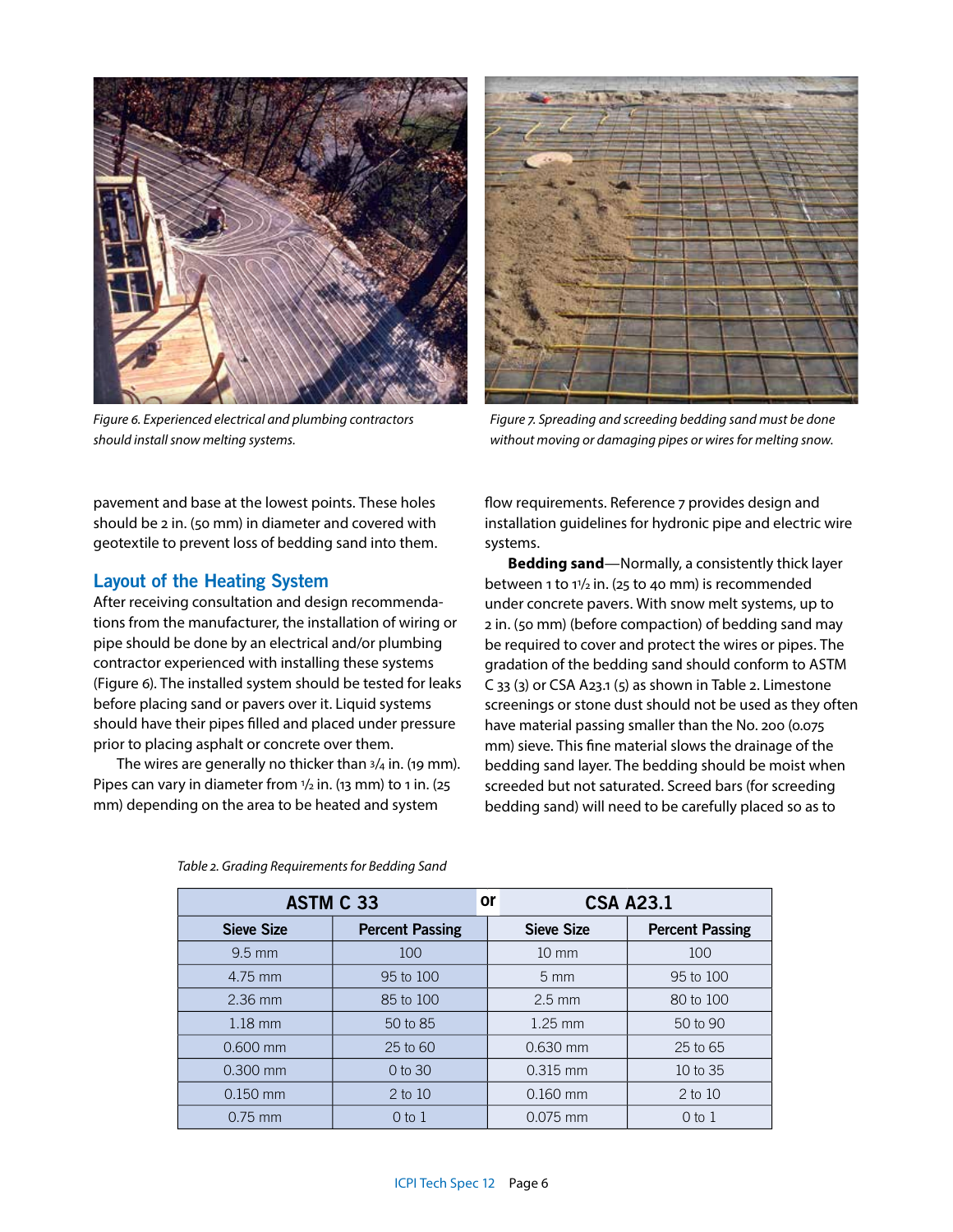Figure 6. Experienced electrical and plumbing contractors should install snow melting systems.

Figure 7. Spreading and screeding bedding sand must be done without moving or damaging pipes or wires for melting snow.

pavement and base at the lowest points. These holes should be 2 in. (50 mm) in diameter and covered with geotextile to prevent loss of bedding sand into them.

## Layout of the Heating System

After receiving consultation and design recommendations from the manufacturer, the installation of wiring or pipe should be done by an electrical and/or plumbing contractor experienced with installing these systems (Figure 6). The installed system should be tested for leaks before placing sand or pavers over it. Liquid systems should have their pipes filled and placed under pressure prior to placing asphalt or concrete over them.

The wires are generally no thicker than 3/4 in. (19 mm). Pipes can vary in diameter from 1/2 in. (13 mm) to 1 in. (25 mm) depending on the area to be heated and system flow requirements. Reference 7 provides design and installation guidelines for hydronic pipe and electric wire systems.

**Bedding sand**—Normally, a consistently thick layer between 1 to 1½ in. (25 to 40 mm) is recommended under concrete pavers. With snow melt systems, up to 2 in. (50 mm) (before compaction) of bedding sand may be required to cover and protect the wires or pipes. The gradation of the bedding sand should conform to ASTM C 33 (3) or CSA A23.1 (5) as shown in Table 2. Limestone screenings or stone dust should not be used as they often have material passing smaller than the No. 200 (0.075 mm) sieve. This fine material slows the drainage of the bedding sand layer. The bedding should be moist when screeded but not saturated. Screed bars (for screeding bedding sand) will need to be carefully placed so as to

Table 2. Grading Requirements for Bedding Sand

| ASTM C 33 | | or CSA A23.1 | |
|---|---|---|---|
| Sieve Size | Percent Passing | Sieve Size | Percent Passing |
| 9.5 mm | 100 | 10 mm | 100 |
| 4.75 mm | 95 to 100 | 5 mm | 95 to 100 |
| 2.36 mm | 85 to 100 | 2.5 mm | 80 to 100 |
| 1.18 mm | 50 to 85 | 1.25 mm | 50 to 90 |
| 0.600 mm | 25 to 60 | 0.630 mm | 25 to 65 |
| 0.300 mm | 0 to 30 | 0.315 mm | 10 to 35 |
| 0.150 mm | 2 to 10 | 0.160 mm | 2 to 10 |
| 0.75 mm | 0 to 1 | 0.075 mm | 0 to 1 |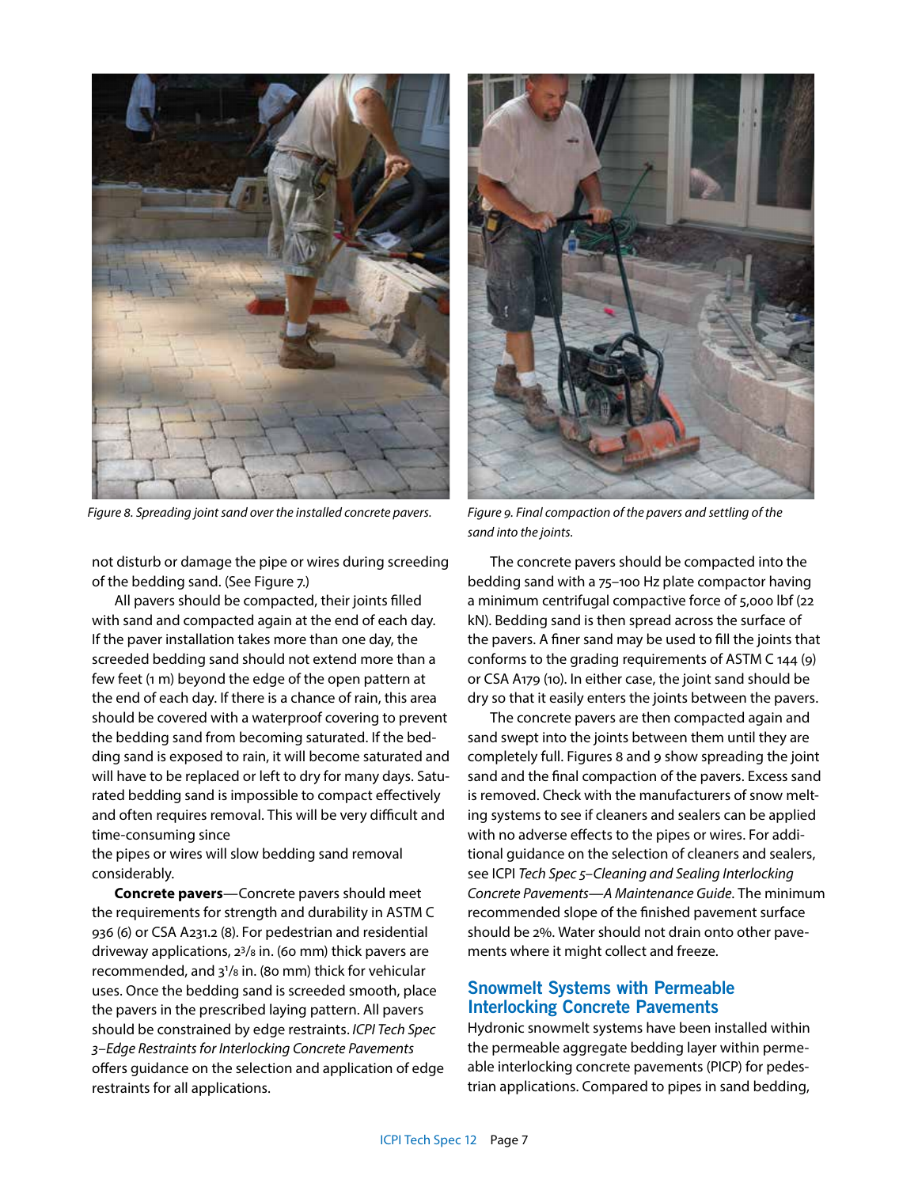Figure 8. Spreading joint sand over the installed concrete pavers.

Figure 9. Final compaction of the pavers and settling of the sand into the joints.

not disturb or damage the pipe or wires during screeding of the bedding sand. (See Figure 7.)

All pavers should be compacted, their joints filled with sand and compacted again at the end of each day. If the paver installation takes more than one day, the screeded bedding sand should not extend more than a few feet (1 m) beyond the edge of the open pattern at the end of each day. If there is a chance of rain, this area should be covered with a waterproof covering to prevent the bedding sand from becoming saturated. If the bedding sand is exposed to rain, it will become saturated and will have to be replaced or left to dry for many days. Saturated bedding sand is impossible to compact effectively and often requires removal. This will be very difficult and time-consuming since the pipes or wires will slow bedding sand removal considerably.

**Concrete pavers**—Concrete pavers should meet the requirements for strength and durability in ASTM C 936 (6) or CSA A231.2 (8). For pedestrian and residential driveway applications, 2 3/8 in. (60 mm) thick pavers are recommended, and 3 1/8 in. (80 mm) thick for vehicular uses. Once the bedding sand is screeded smooth, place the pavers in the prescribed laying pattern. All pavers should be constrained by edge restraints. *ICPI Tech Spec 3–Edge Restraints for Interlocking Concrete Pavements* offers guidance on the selection and application of edge restraints for all applications.

The concrete pavers should be compacted into the bedding sand with a 75–100 Hz plate compactor having a minimum centrifugal compactive force of 5,000 lbf (22 kN). Bedding sand is then spread across the surface of the pavers. A finer sand may be used to fill the joints that conforms to the grading requirements of ASTM C 144 (9) or CSA A179 (10). In either case, the joint sand should be dry so that it easily enters the joints between the pavers.

The concrete pavers are then compacted again and sand swept into the joints between them until they are completely full. Figures 8 and 9 show spreading the joint sand and the final compaction of the pavers. Excess sand is removed. Check with the manufacturers of snow melting systems to see if cleaners and sealers can be applied with no adverse effects to the pipes or wires. For additional guidance on the selection of cleaners and sealers, see ICPI *Tech Spec 5–Cleaning and Sealing Interlocking Concrete Pavements—A Maintenance Guide*. The minimum recommended slope of the finished pavement surface should be 2%. Water should not drain onto other pavements where it might collect and freeze.

## Snowmelt Systems with Permeable Interlocking Concrete Pavements

Hydronic snowmelt systems have been installed within the permeable aggregate bedding layer within permeable interlocking concrete pavements (PICP) for pedestrian applications. Compared to pipes in sand bedding,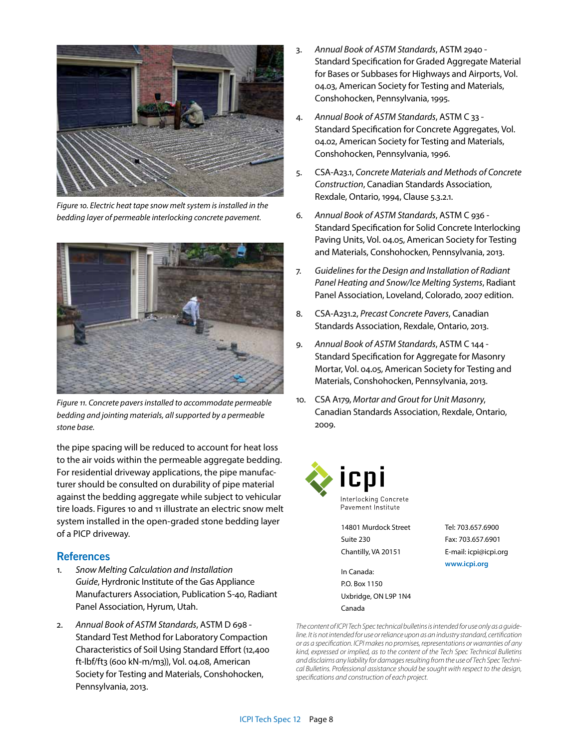Figure 10. Electric heat tape snow melt system is installed in the bedding layer of permeable interlocking concrete pavement.

Figure 11. Concrete pavers installed to accommodate permeable bedding and jointing materials, all supported by a permeable stone base.

the pipe spacing will be reduced to account for heat loss to the air voids within the permeable aggregate bedding. For residential driveway applications, the pipe manufacturer should be consulted on durability of pipe material against the bedding aggregate while subject to vehicular tire loads. Figures 10 and 11 illustrate an electric snow melt system installed in the open-graded stone bedding layer of a PICP driveway.

## References

1. *Snow Melting Calculation and Installation Guide*, Hyrdronic Institute of the Gas Appliance Manufacturers Association, Publication S-40, Radiant Panel Association, Hyrum, Utah.
2. *Annual Book of ASTM Standards*, ASTM D 698 - Standard Test Method for Laboratory Compaction Characteristics of Soil Using Standard Effort (12,400 ft-lbf/ft3 (600 kN-m/m3)), Vol. 04.08, American Society for Testing and Materials, Conshohocken, Pennsylvania, 2013.
3. *Annual Book of ASTM Standards*, ASTM 2940 - Standard Specification for Graded Aggregate Material for Bases or Subbases for Highways and Airports, Vol. 04.03, American Society for Testing and Materials, Conshohocken, Pennsylvania, 1995.
4. *Annual Book of ASTM Standards*, ASTM C 33 - Standard Specification for Concrete Aggregates, Vol. 04.02, American Society for Testing and Materials, Conshohocken, Pennsylvania, 1996.
5. CSA-A23.1, *Concrete Materials and Methods of Concrete Construction*, Canadian Standards Association, Rexdale, Ontario, 1994, Clause 5.3.2.1.
6. *Annual Book of ASTM Standards*, ASTM C 936 - Standard Specification for Solid Concrete Interlocking Paving Units, Vol. 04.05, American Society for Testing and Materials, Conshohocken, Pennsylvania, 2013.
7. *Guidelines for the Design and Installation of Radiant Panel Heating and Snow/Ice Melting Systems*, Radiant Panel Association, Loveland, Colorado, 2007 edition.
8. CSA-A231.2, *Precast Concrete Pavers*, Canadian Standards Association, Rexdale, Ontario, 2013.
9. *Annual Book of ASTM Standards*, ASTM C 144 - Standard Specification for Aggregate for Masonry Mortar, Vol. 04.05, American Society for Testing and Materials, Conshohocken, Pennsylvania, 2013.
10. CSA A179, *Mortar and Grout for Unit Masonry*, Canadian Standards Association, Rexdale, Ontario, 2009.

icpi
Interlocking Concrete Pavement Institute

14801 Murdock Street
Suite 230
Chantilly, VA 20151

In Canada:
P.O. Box 1150
Uxbridge, ON L9P 1N4
Canada

Tel: 703.657.6900
Fax: 703.657.6901
E-mail: icpi@icpi.org
**www.icpi.org**

*The content of ICPI Tech Spec technical bulletins is intended for use only as a guideline. It is not intended for use or reliance upon as an industry standard, certification or as a specification. ICPI makes no promises, representations or warranties of any kind, expressed or implied, as to the content of the Tech Spec Technical Bulletins and disclaims any liability for damages resulting from the use of Tech Spec Technical Bulletins. Professional assistance should be sought with respect to the design, specifications and construction of each project.*